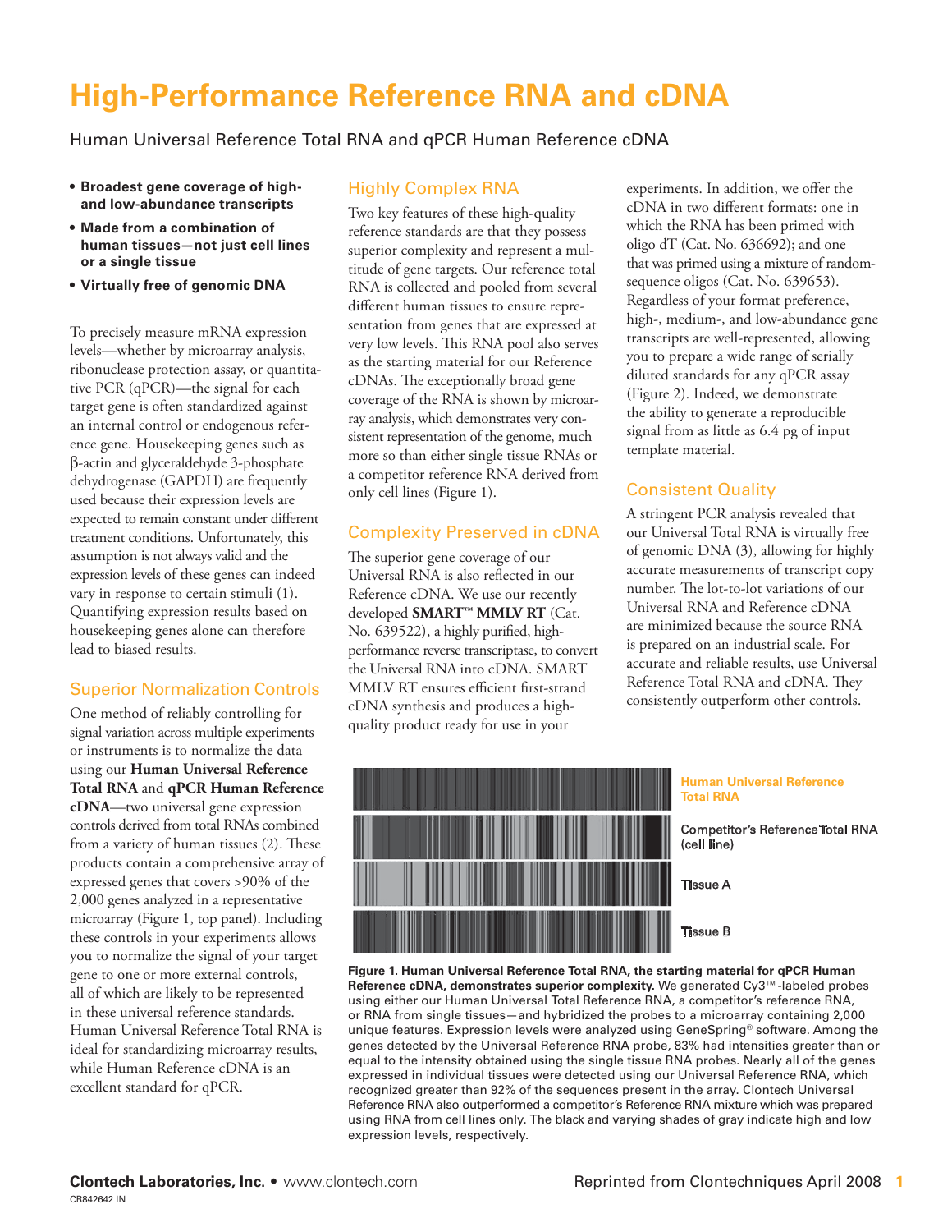# High-Performance Reference RNA and cDNA

Human Universal Reference Total RNA and qPCR Human Reference cDNA

- **Broadest gene coverage of high- and low-abundance transcripts**
- **Made from a combination of human tissues—not just cell lines or a single tissue**
- **Virtually free of genomic DNA**

To precisely measure mRNA expression levels—whether by microarray analysis, ribonuclease protection assay, or quantitative PCR (qPCR)—the signal for each target gene is often standardized against an internal control or endogenous reference gene. Housekeeping genes such as β-actin and glyceraldehyde 3-phosphate dehydrogenase (GAPDH) are frequently used because their expression levels are expected to remain constant under different treatment conditions. Unfortunately, this assumption is not always valid and the expression levels of these genes can indeed vary in response to certain stimuli (1). Quantifying expression results based on housekeeping genes alone can therefore lead to biased results.

## Superior Normalization Controls

One method of reliably controlling for signal variation across multiple experiments or instruments is to normalize the data using our **Human Universal Reference Total RNA** and **qPCR Human Reference cDNA**—two universal gene expression controls derived from total RNAs combined from a variety of human tissues (2). These products contain a comprehensive array of expressed genes that covers >90% of the 2,000 genes analyzed in a representative microarray (Figure 1, top panel). Including these controls in your experiments allows you to normalize the signal of your target gene to one or more external controls, all of which are likely to be represented in these universal reference standards. Human Universal Reference Total RNA is ideal for standardizing microarray results, while Human Reference cDNA is an excellent standard for qPCR.

## Highly Complex RNA

Two key features of these high-quality reference standards are that they possess superior complexity and represent a multitude of gene targets. Our reference total RNA is collected and pooled from several different human tissues to ensure representation from genes that are expressed at very low levels. This RNA pool also serves as the starting material for our Reference cDNAs. The exceptionally broad gene coverage of the RNA is shown by microarray analysis, which demonstrates very consistent representation of the genome, much more so than either single tissue RNAs or a competitor reference RNA derived from only cell lines (Figure 1).

## Complexity Preserved in cDNA

The superior gene coverage of our Universal RNA is also reflected in our Reference cDNA. We use our recently developed **SMART™ MMLV RT** (Cat. No. 639522), a highly purified, high-performance reverse transcriptase, to convert the Universal RNA into cDNA. SMART MMLV RT ensures efficient first-strand cDNA synthesis and produces a high-quality product ready for use in your experiments. In addition, we offer the cDNA in two different formats: one in which the RNA has been primed with oligo dT (Cat. No. 636692); and one that was primed using a mixture of random-sequence oligos (Cat. No. 639653). Regardless of your format preference, high-, medium-, and low-abundance gene transcripts are well-represented, allowing you to prepare a wide range of serially diluted standards for any qPCR assay (Figure 2). Indeed, we demonstrate the ability to generate a reproducible signal from as little as 6.4 pg of input template material.

## Consistent Quality

A stringent PCR analysis revealed that our Universal Total RNA is virtually free of genomic DNA (3), allowing for highly accurate measurements of transcript copy number. The lot-to-lot variations of our Universal RNA and Reference cDNA are minimized because the source RNA is prepared on an industrial scale. For accurate and reliable results, use Universal Reference Total RNA and cDNA. They consistently outperform other controls.

Human Universal Reference Total RNA

Competitor's Reference Total RNA (cell line)

Tissue A

Tissue B

**Figure 1. Human Universal Reference Total RNA, the starting material for qPCR Human Reference cDNA, demonstrates superior complexity.** We generated Cy3™-labeled probes using either our Human Universal Total Reference RNA, a competitor's reference RNA, or RNA from single tissues—and hybridized the probes to a microarray containing 2,000 unique features. Expression levels were analyzed using GeneSpring® software. Among the genes detected by the Universal Reference RNA probe, 83% had intensities greater than or equal to the intensity obtained using the single tissue RNA probes. Nearly all of the genes expressed in individual tissues were detected using our Universal Reference RNA, which recognized greater than 92% of the sequences present in the array. Clontech Universal Reference RNA also outperformed a competitor's Reference RNA mixture which was prepared using RNA from cell lines only. The black and varying shades of gray indicate high and low expression levels, respectively.

**Clontech Laboratories, Inc.** • www.clontech.com

Reprinted from Clontechniques April 2008

CR842642 IN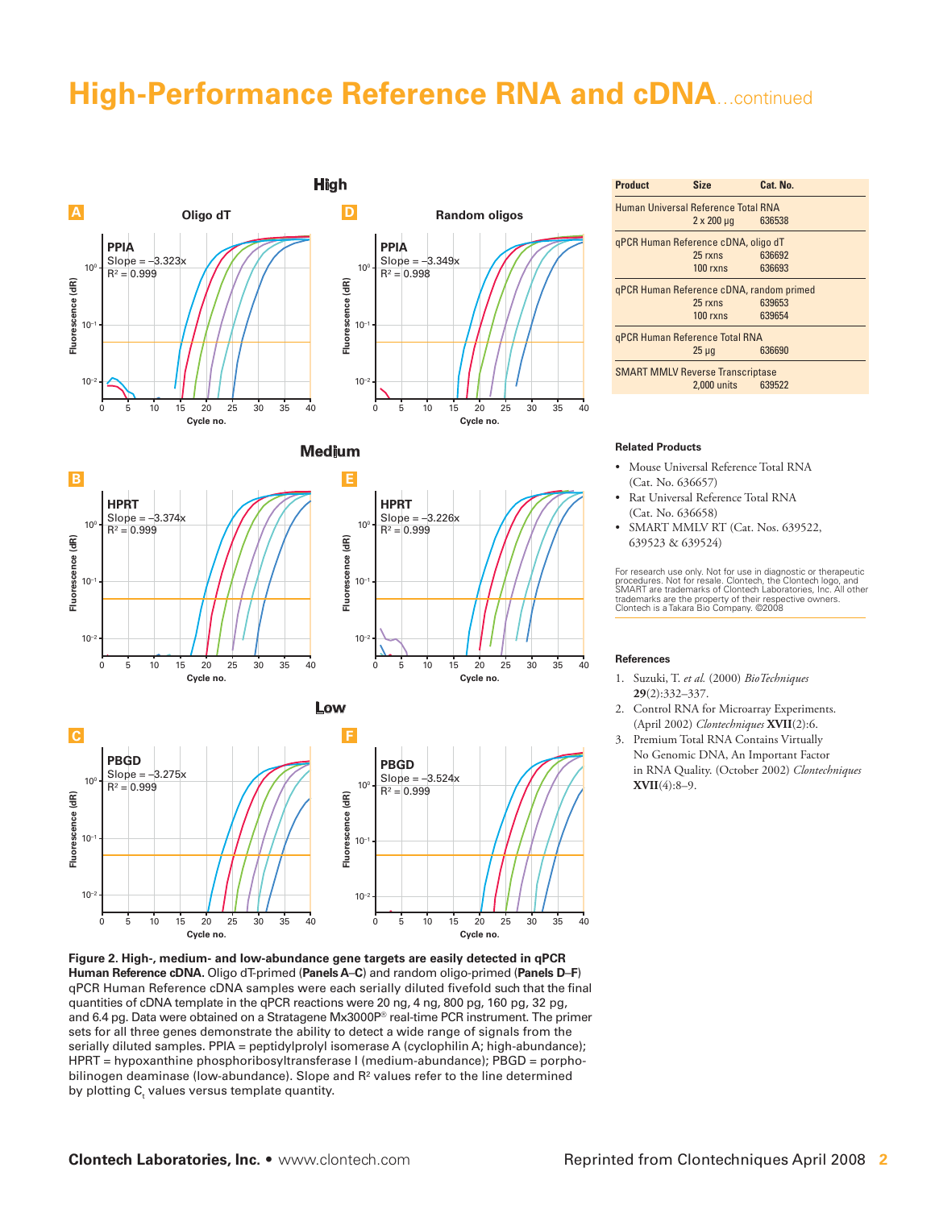# High-Performance Reference RNA and cDNA...continued

High

A

Oligo dT

PPIA
Slope = –3.323x
$R^2$ = 0.999

Fluorescence (dR)

Cycle no.

D

Random oligos

PPIA
Slope = –3.349x
$R^2$ = 0.998

Fluorescence (dR)

Cycle no.

Medium

B

HPRT
Slope = –3.374x
$R^2$ = 0.999

Fluorescence (dR)

Cycle no.

E

HPRT
Slope = –3.226x
$R^2$ = 0.999

Fluorescence (dR)

Cycle no.

Low

C

PBGD
Slope = –3.275x
$R^2$ = 0.999

Fluorescence (dR)

Cycle no.

F

PBGD
Slope = –3.524x
$R^2$ = 0.999

Fluorescence (dR)

Cycle no.

**Figure 2. High-, medium- and low-abundance gene targets are easily detected in qPCR Human Reference cDNA.** Oligo dT-primed (**Panels A–C**) and random oligo-primed (**Panels D–F**) qPCR Human Reference cDNA samples were each serially diluted fivefold such that the final quantities of cDNA template in the qPCR reactions were 20 ng, 4 ng, 800 pg, 160 pg, 32 pg, and 6.4 pg. Data were obtained on a Stratagene Mx3000P® real-time PCR instrument. The primer sets for all three genes demonstrate the ability to detect a wide range of signals from the serially diluted samples. PPIA = peptidylprolyl isomerase A (cyclophilin A; high-abundance); HPRT = hypoxanthine phosphoribosyltransferase I (medium-abundance); PBGD = porphobilinogen deaminase (low-abundance). Slope and $R^2$ values refer to the line determined by plotting $C_t$ values versus template quantity.

| Product | Size | Cat. No. |
|---|---|---|
| Human Universal Reference Total RNA | | |
| | 2 x 200 µg | 636538 |
| qPCR Human Reference cDNA, oligo dT | | |
| | 25 rxns | 636692 |
| | 100 rxns | 636693 |
| qPCR Human Reference cDNA, random primed | | |
| | 25 rxns | 639653 |
| | 100 rxns | 639654 |
| qPCR Human Reference Total RNA | | |
| | 25 µg | 636690 |
| SMART MMLV Reverse Transcriptase | | |
| | 2,000 units | 639522 |

### Related Products

- Mouse Universal Reference Total RNA (Cat. No. 636657)
- Rat Universal Reference Total RNA (Cat. No. 636658)
- SMART MMLV RT (Cat. Nos. 639522, 639523 & 639524)

For research use only. Not for use in diagnostic or therapeutic procedures. Not for resale. Clontech, the Clontech logo, and SMART are trademarks of Clontech Laboratories, Inc. All other trademarks are the property of their respective owners. Clontech is a Takara Bio Company. ©2008

### References

1. Suzuki, T. *et al.* (2000) *BioTechniques* **29**(2):332–337.
2. Control RNA for Microarray Experiments. (April 2002) *Clontechniques* **XVII**(2):6.
3. Premium Total RNA Contains Virtually No Genomic DNA, An Important Factor in RNA Quality. (October 2002) *Clontechniques* **XVII**(4):8–9.

**Clontech Laboratories, Inc.** • www.clontech.com

Reprinted from Clontechniques April 2008